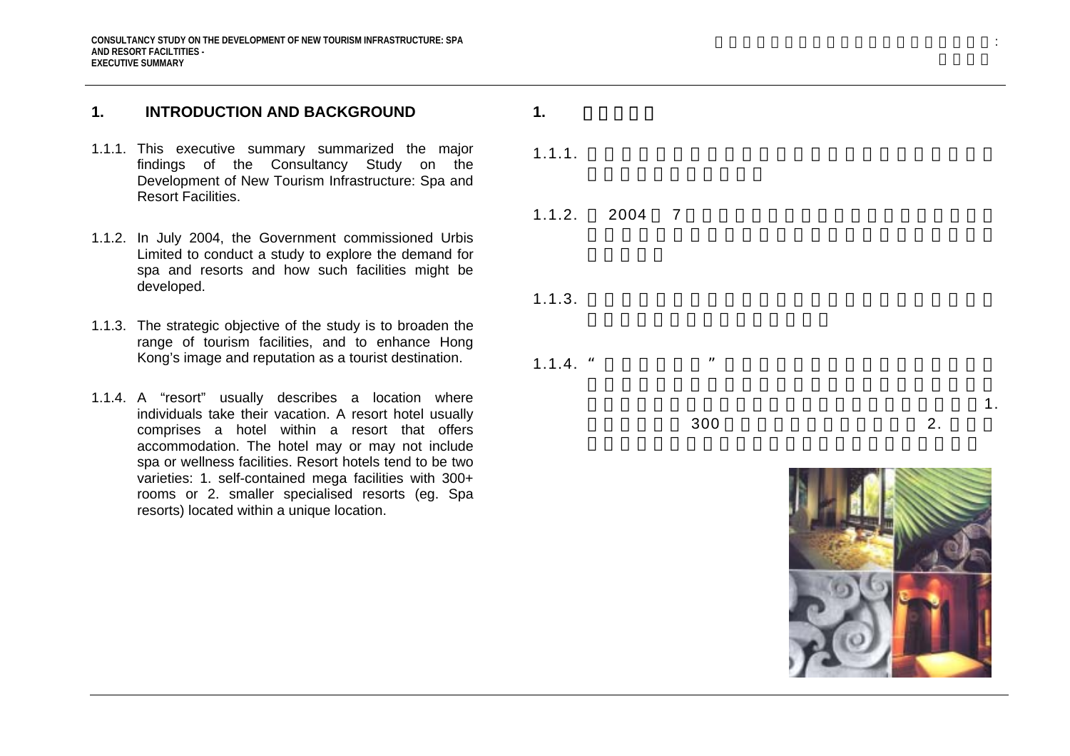# 1. INTRODUCTION AND BACKGROUND

1.1.1. This executive summary summarized the major findings of the Consultancy Study on the Development of New Tourism Infrastructure: Spa and Resort Facilities.

1.1.2. In July 2004, the Government commissioned Urbis Limited to conduct a study to explore the demand for spa and resorts and how such facilities might be developed.

1.1.3. The strategic objective of the study is to broaden the range of tourism facilities, and to enhance Hong Kong's image and reputation as a tourist destination.

1.1.4. A "resort" usually describes a location where individuals take their vacation. A resort hotel usually comprises a hotel within a resort that offers accommodation. The hotel may or may not include spa or wellness facilities. Resort hotels tend to be two varieties: 1. self-contained mega facilities with 300+ rooms or 2. smaller specialised resorts (eg. Spa resorts) located within a unique location.

# 1.

1.1.1.

1.1.2. 2004 7

1.1.3.

1.1.4. " " 1. 300 2.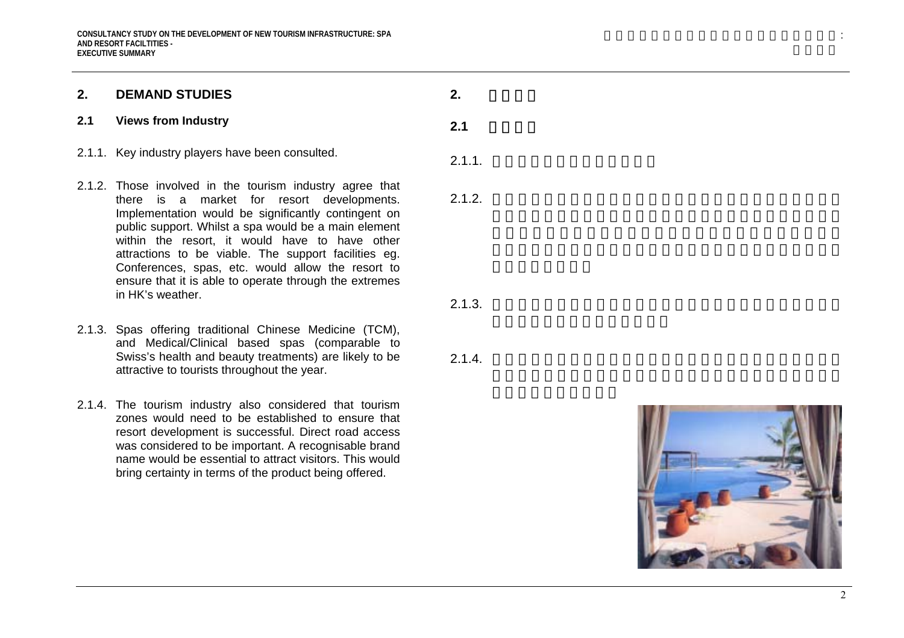## 2. DEMAND STUDIES

### 2.1 Views from Industry

2.1.1. Key industry players have been consulted.

2.1.2. Those involved in the tourism industry agree that there is a market for resort developments. Implementation would be significantly contingent on public support. Whilst a spa would be a main element within the resort, it would have to have other attractions to be viable. The support facilities eg. Conferences, spas, etc. would allow the resort to ensure that it is able to operate through the extremes in HK's weather.

2.1.3. Spas offering traditional Chinese Medicine (TCM), and Medical/Clinical based spas (comparable to Swiss's health and beauty treatments) are likely to be attractive to tourists throughout the year.

2.1.4. The tourism industry also considered that tourism zones would need to be established to ensure that resort development is successful. Direct road access was considered to be important. A recognisable brand name would be essential to attract visitors. This would bring certainty in terms of the product being offered.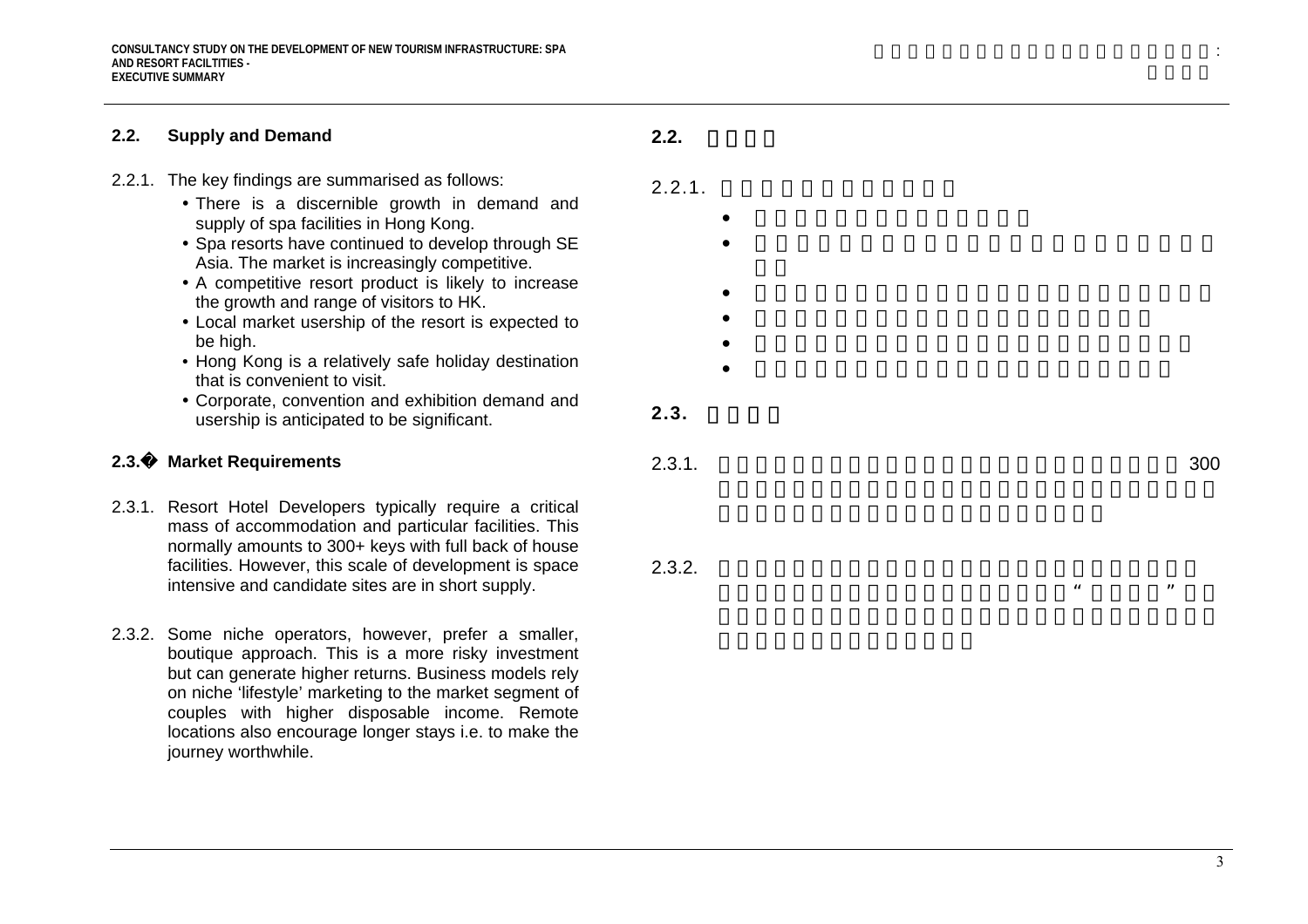## 2.2. Supply and Demand

2.2.1. The key findings are summarised as follows:

- There is a discernible growth in demand and supply of spa facilities in Hong Kong.
- Spa resorts have continued to develop through SE Asia. The market is increasingly competitive.
- A competitive resort product is likely to increase the growth and range of visitors to HK.
- Local market usership of the resort is expected to be high.
- Hong Kong is a relatively safe holiday destination that is convenient to visit.
- Corporate, convention and exhibition demand and usership is anticipated to be significant.

## 2.3.� Market Requirements

2.3.1. Resort Hotel Developers typically require a critical mass of accommodation and particular facilities. This normally amounts to 300+ keys with full back of house facilities. However, this scale of development is space intensive and candidate sites are in short supply.

2.3.2. Some niche operators, however, prefer a smaller, boutique approach. This is a more risky investment but can generate higher returns. Business models rely on niche 'lifestyle' marketing to the market segment of couples with higher disposable income. Remote locations also encourage longer stays i.e. to make the journey worthwhile.

## 2.2.

2.2.1.

- 
- 
- 
- 
- 
- 

## 2.3.

2.3.1. 300

2.3.2. “ ”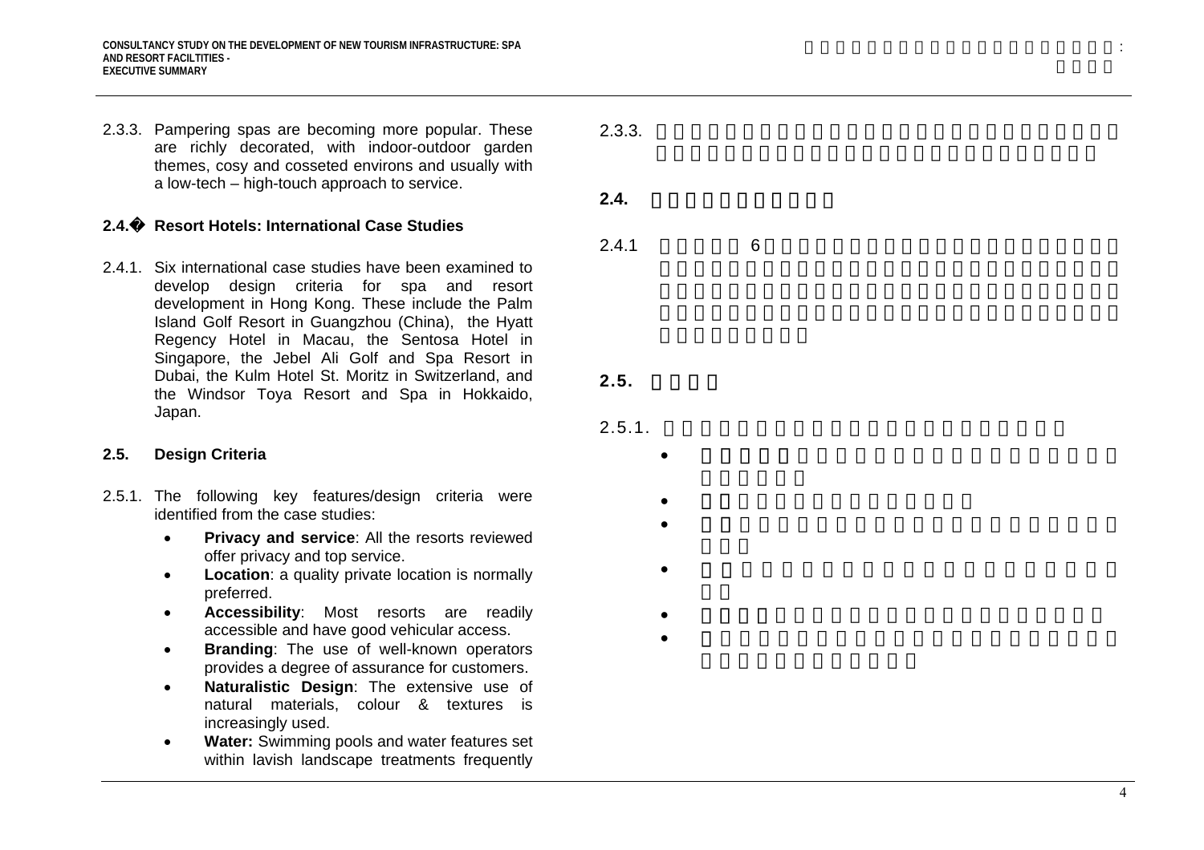2.3.3. Pampering spas are becoming more popular. These are richly decorated, with indoor-outdoor garden themes, cosy and cosseted environs and usually with a low-tech – high-touch approach to service.

## 2.4. Resort Hotels: International Case Studies

2.4.1. Six international case studies have been examined to develop design criteria for spa and resort development in Hong Kong. These include the Palm Island Golf Resort in Guangzhou (China), the Hyatt Regency Hotel in Macau, the Sentosa Hotel in Singapore, the Jebel Ali Golf and Spa Resort in Dubai, the Kulm Hotel St. Moritz in Switzerland, and the Windsor Toya Resort and Spa in Hokkaido, Japan.

## 2.5. Design Criteria

2.5.1. The following key features/design criteria were identified from the case studies:

- **Privacy and service**: All the resorts reviewed offer privacy and top service.
- **Location**: a quality private location is normally preferred.
- **Accessibility**: Most resorts are readily accessible and have good vehicular access.
- **Branding**: The use of well-known operators provides a degree of assurance for customers.
- **Naturalistic Design**: The extensive use of natural materials, colour & textures is increasingly used.
- **Water:** Swimming pools and water features set within lavish landscape treatments frequently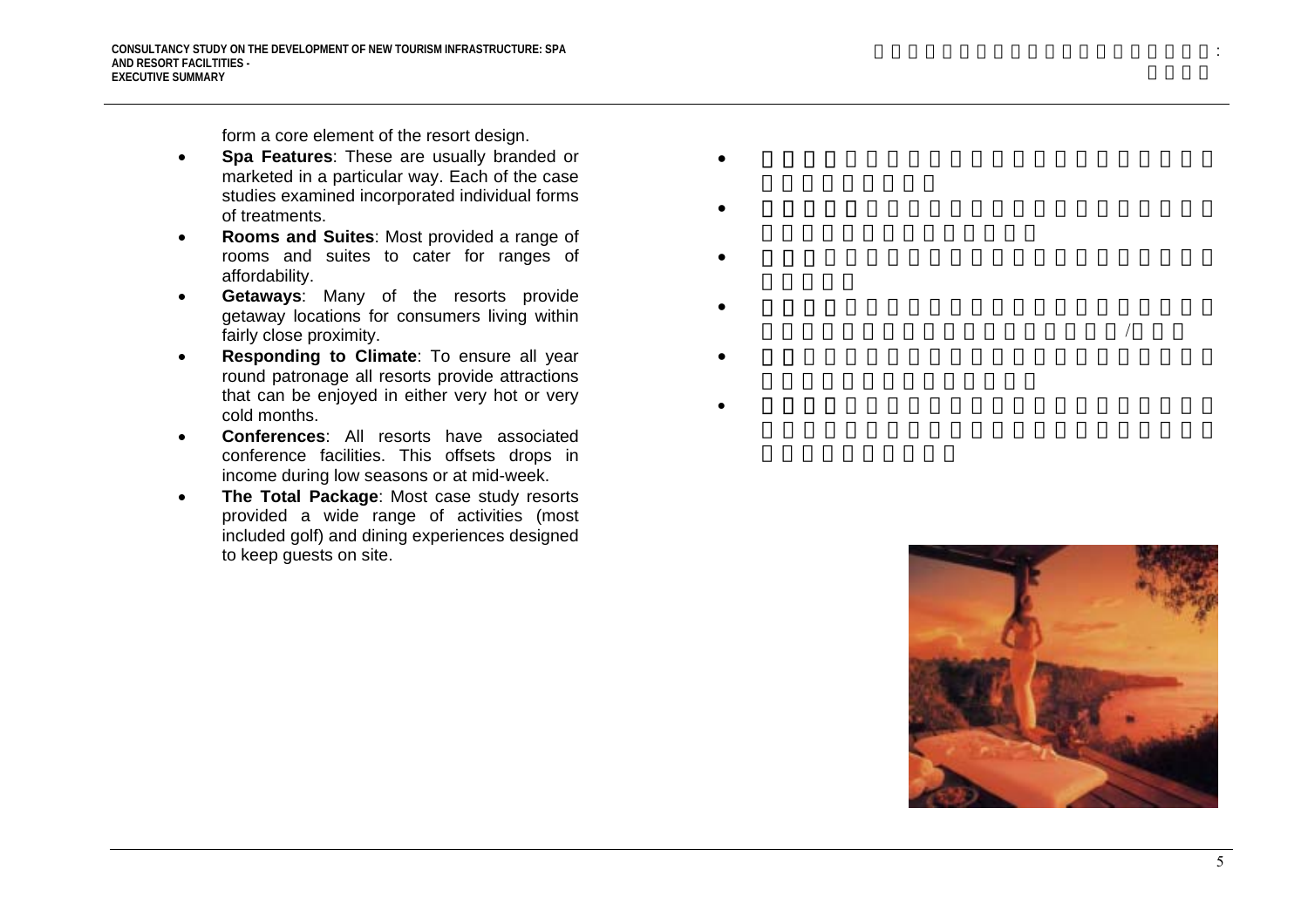form a core element of the resort design.

- **Spa Features**: These are usually branded or marketed in a particular way. Each of the case studies examined incorporated individual forms of treatments.
- **Rooms and Suites**: Most provided a range of rooms and suites to cater for ranges of affordability.
- **Getaways**: Many of the resorts provide getaway locations for consumers living within fairly close proximity.
- **Responding to Climate**: To ensure all year round patronage all resorts provide attractions that can be enjoyed in either very hot or very cold months.
- **Conferences**: All resorts have associated conference facilities. This offsets drops in income during low seasons or at mid-week.
- **The Total Package**: Most case study resorts provided a wide range of activities (most included golf) and dining experiences designed to keep guests on site.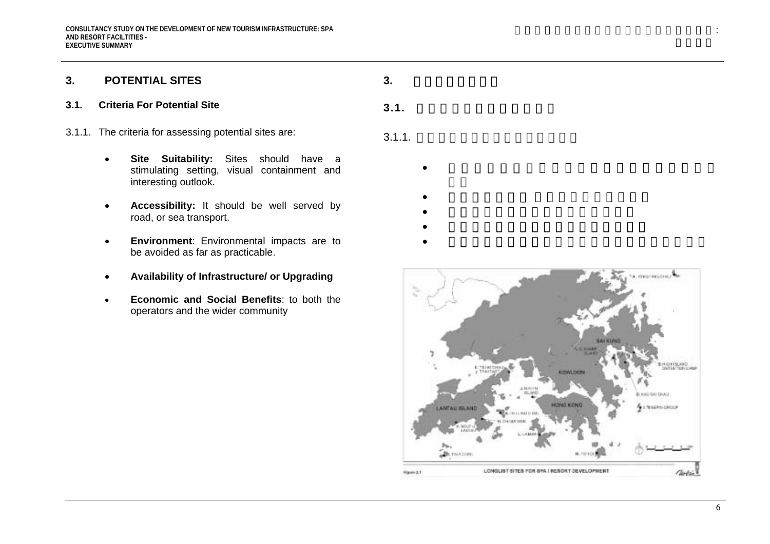## 3. POTENTIAL SITES

### 3.1. Criteria For Potential Site

3.1.1. The criteria for assessing potential sites are:

- **Site Suitability:** Sites should have a stimulating setting, visual containment and interesting outlook.
- **Accessibility:** It should be well served by road, or sea transport.
- **Environment**: Environmental impacts are to be avoided as far as practicable.
- **Availability of Infrastructure/ or Upgrading**
- **Economic and Social Benefits**: to both the operators and the wider community

Figure 2.1 LONGLIST SITES FOR SPA / RESORT DEVELOPMENT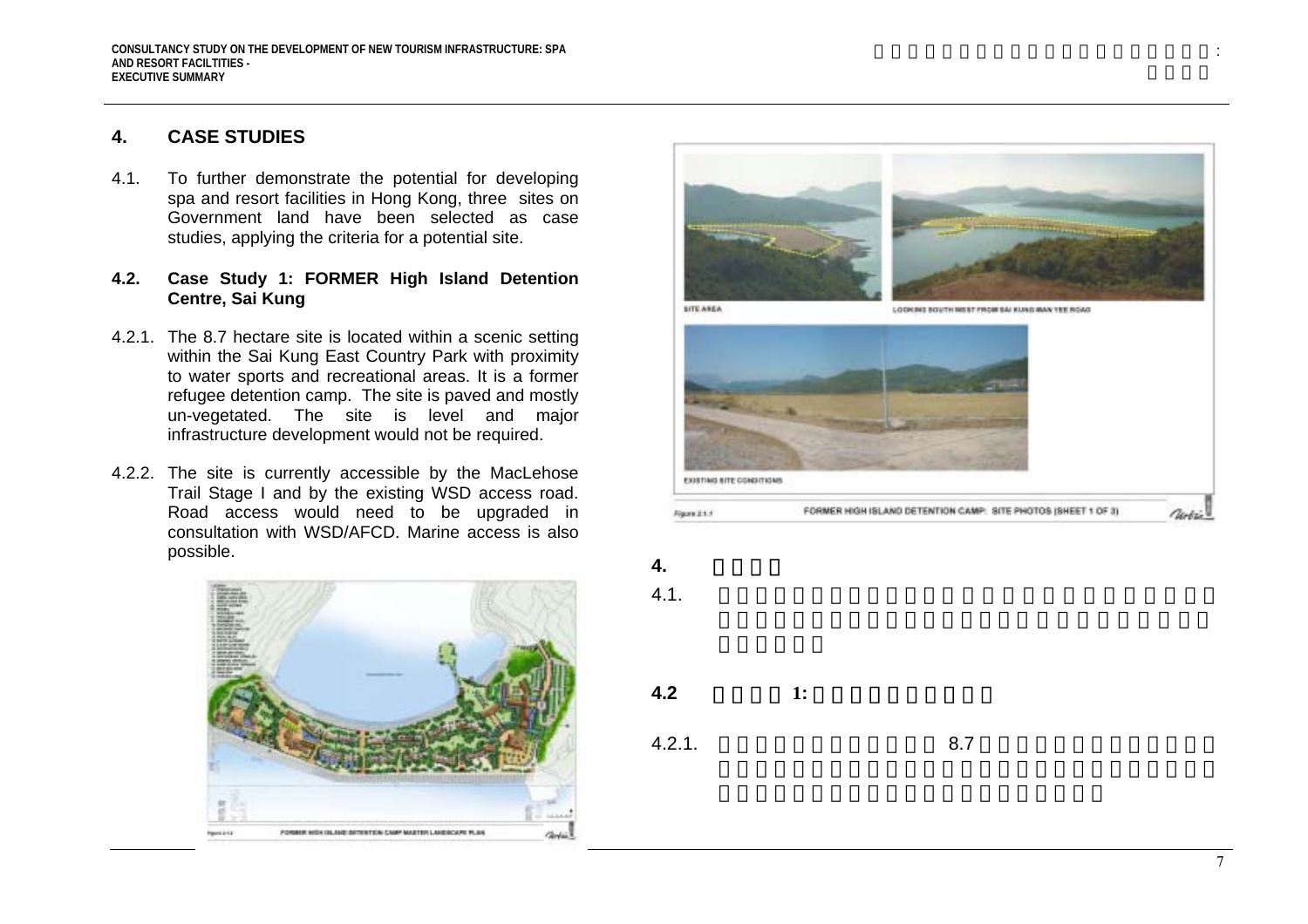# 4. CASE STUDIES

4.1. To further demonstrate the potential for developing spa and resort facilities in Hong Kong, three sites on Government land have been selected as case studies, applying the criteria for a potential site.

## 4.2. Case Study 1: FORMER High Island Detention Centre, Sai Kung

4.2.1. The 8.7 hectare site is located within a scenic setting within the Sai Kung East Country Park with proximity to water sports and recreational areas. It is a former refugee detention camp. The site is paved and mostly un-vegetated. The site is level and major infrastructure development would not be required.

4.2.2. The site is currently accessible by the MacLehose Trail Stage I and by the existing WSD access road. Road access would need to be upgraded in consultation with WSD/AFCD. Marine access is also possible.

Figure 2.1.4 FORMER HIGH ISLAND DETENTION CAMP MASTER LANDSCAPE PLAN

Figure 2.1.1 FORMER HIGH ISLAND DETENTION CAMP: SITE PHOTOS (SHEET 1 OF 3)

SITE AREA

LOOKING SOUTH WEST FROM SAI KUNG MAN YEE ROAD

EXISTING SITE CONDITIONS

# 4.

4.1.

## 4.2 1:

4.2.1. 8.7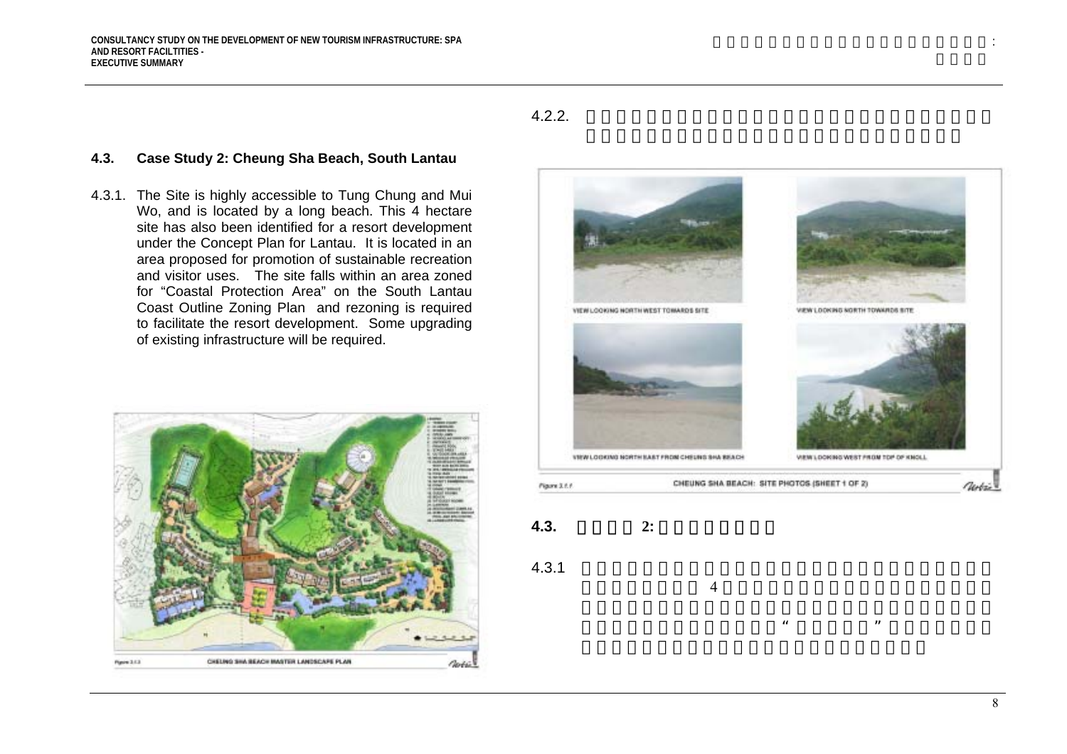## 4.3. Case Study 2: Cheung Sha Beach, South Lantau

4.3.1. The Site is highly accessible to Tung Chung and Mui Wo, and is located by a long beach. This 4 hectare site has also been identified for a resort development under the Concept Plan for Lantau. It is located in an area proposed for promotion of sustainable recreation and visitor uses. The site falls within an area zoned for "Coastal Protection Area" on the South Lantau Coast Outline Zoning Plan and rezoning is required to facilitate the resort development. Some upgrading of existing infrastructure will be required.

Figure 3.1.3 CHEUNG SHA BEACH MASTER LANDSCAPE PLAN

4.2.2.

VIEW LOOKING NORTH WEST TOWARDS SITE

VIEW LOOKING NORTH TOWARDS SITE

VIEW LOOKING NORTH EAST FROM CHEUNG SHA BEACH

VIEW LOOKING WEST FROM TOP OF KNOLL

Figure 3.1.1 CHEUNG SHA BEACH: SITE PHOTOS (SHEET 1 OF 2)

## 4.3. 2:

4.3.1 4 " "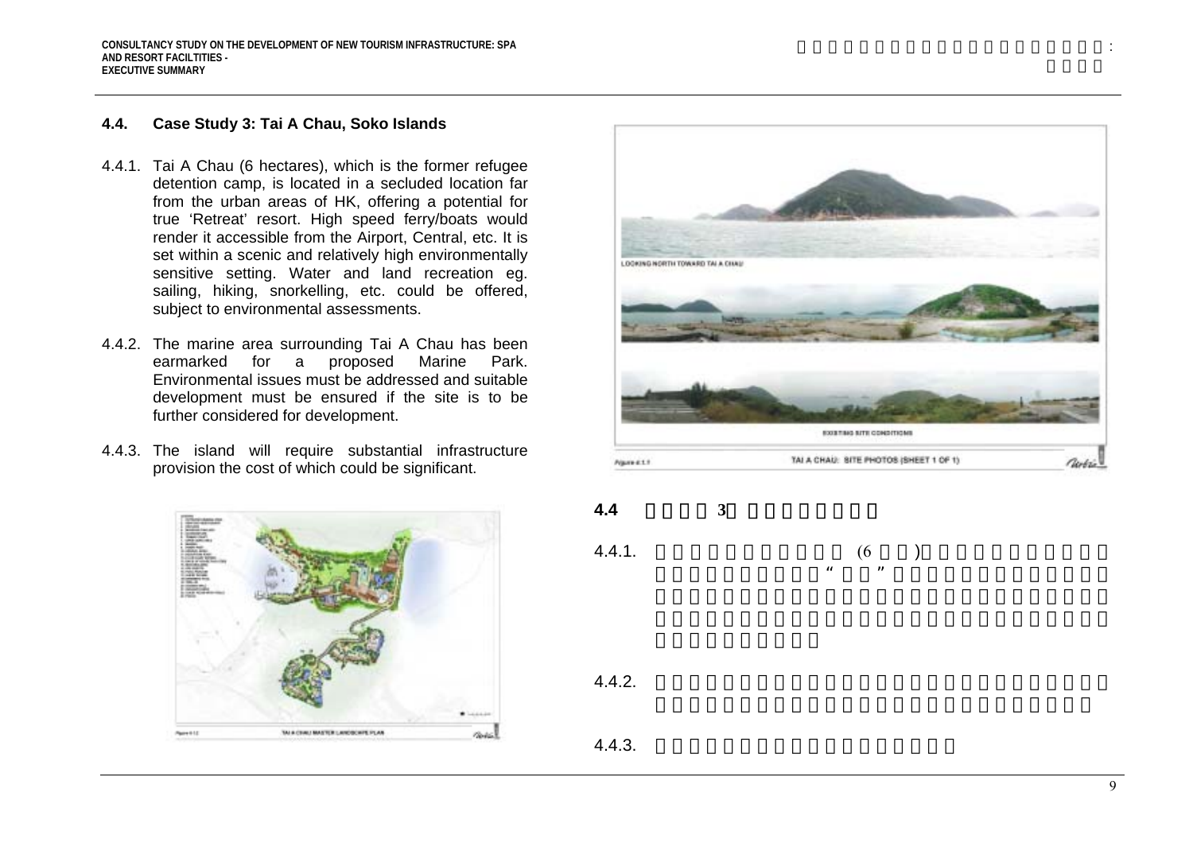## 4.4. Case Study 3: Tai A Chau, Soko Islands

4.4.1. Tai A Chau (6 hectares), which is the former refugee detention camp, is located in a secluded location far from the urban areas of HK, offering a potential for true 'Retreat' resort. High speed ferry/boats would render it accessible from the Airport, Central, etc. It is set within a scenic and relatively high environmentally sensitive setting. Water and land recreation eg. sailing, hiking, snorkelling, etc. could be offered, subject to environmental assessments.

4.4.2. The marine area surrounding Tai A Chau has been earmarked for a proposed Marine Park. Environmental issues must be addressed and suitable development must be ensured if the site is to be further considered for development.

4.4.3. The island will require substantial infrastructure provision the cost of which could be significant.

Figure 4.1.2 TAI A CHAU MASTER LANDSCAPE PLAN

Figure 4.1.1 TAI A CHAU: SITE PHOTOS (SHEET 1 OF 1)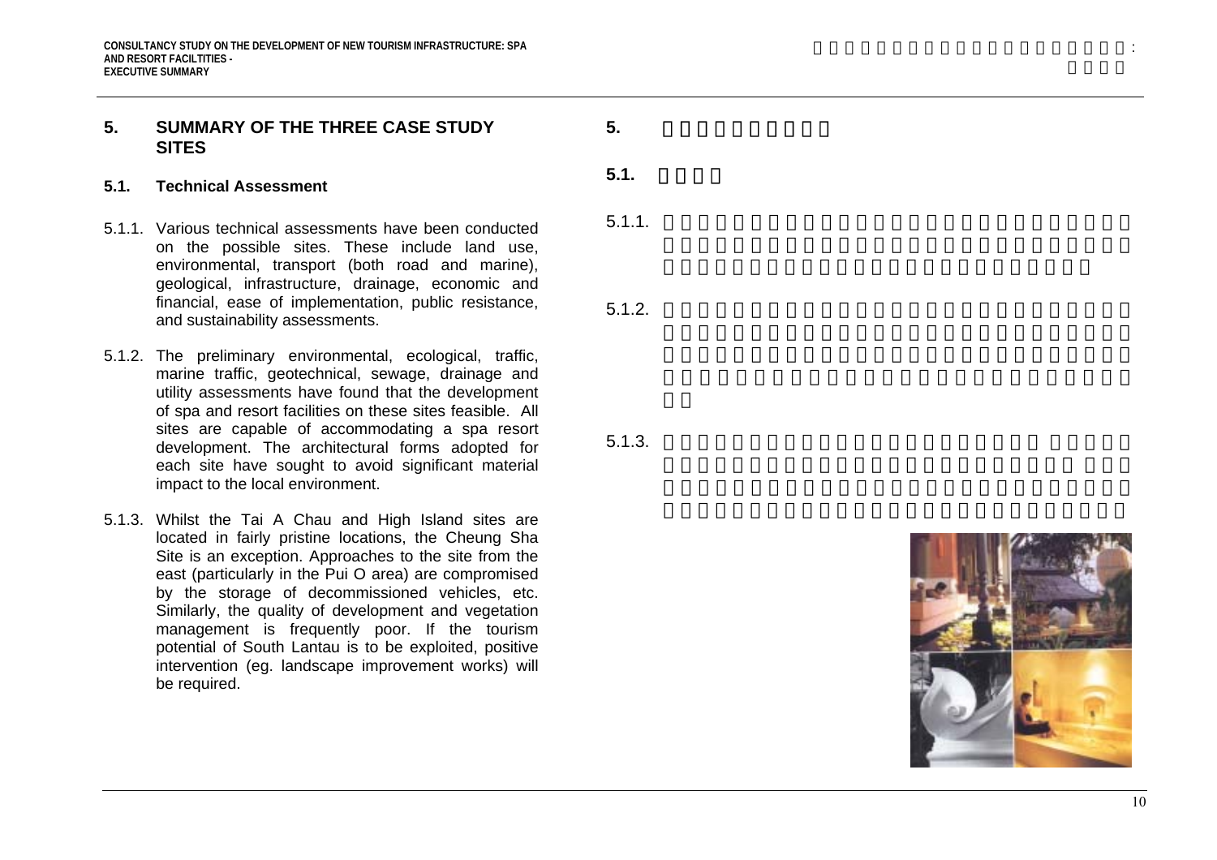## 5. SUMMARY OF THE THREE CASE STUDY SITES

### 5.1. Technical Assessment

5.1.1. Various technical assessments have been conducted on the possible sites. These include land use, environmental, transport (both road and marine), geological, infrastructure, drainage, economic and financial, ease of implementation, public resistance, and sustainability assessments.

5.1.2. The preliminary environmental, ecological, traffic, marine traffic, geotechnical, sewage, drainage and utility assessments have found that the development of spa and resort facilities on these sites feasible. All sites are capable of accommodating a spa resort development. The architectural forms adopted for each site have sought to avoid significant material impact to the local environment.

5.1.3. Whilst the Tai A Chau and High Island sites are located in fairly pristine locations, the Cheung Sha Site is an exception. Approaches to the site from the east (particularly in the Pui O area) are compromised by the storage of decommissioned vehicles, etc. Similarly, the quality of development and vegetation management is frequently poor. If the tourism potential of South Lantau is to be exploited, positive intervention (eg. landscape improvement works) will be required.

## 5.

### 5.1.

5.1.1.

5.1.2.

5.1.3.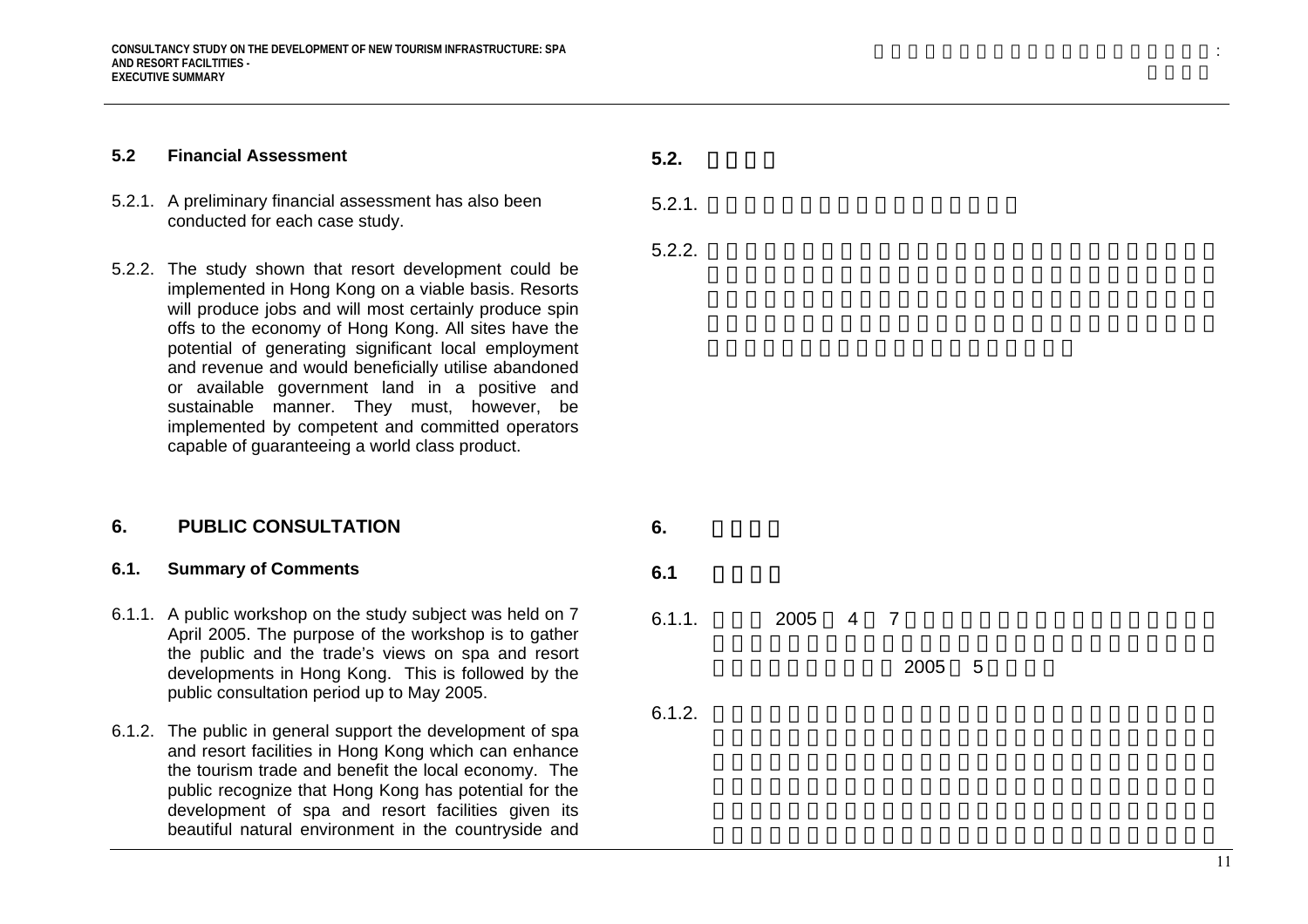## 5.2 Financial Assessment

5.2.1. A preliminary financial assessment has also been conducted for each case study.

5.2.2. The study shown that resort development could be implemented in Hong Kong on a viable basis. Resorts will produce jobs and will most certainly produce spin offs to the economy of Hong Kong. All sites have the potential of generating significant local employment and revenue and would beneficially utilise abandoned or available government land in a positive and sustainable manner. They must, however, be implemented by competent and committed operators capable of guaranteeing a world class product.

# 6. PUBLIC CONSULTATION

## 6.1. Summary of Comments

6.1.1. A public workshop on the study subject was held on 7 April 2005. The purpose of the workshop is to gather the public and the trade's views on spa and resort developments in Hong Kong. This is followed by the public consultation period up to May 2005.

6.1.2. The public in general support the development of spa and resort facilities in Hong Kong which can enhance the tourism trade and benefit the local economy. The public recognize that Hong Kong has potential for the development of spa and resort facilities given its beautiful natural environment in the countryside and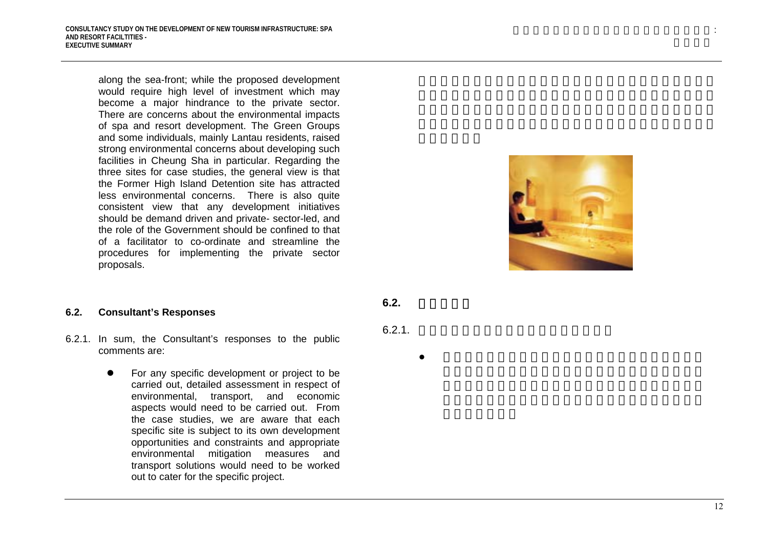along the sea-front; while the proposed development would require high level of investment which may become a major hindrance to the private sector. There are concerns about the environmental impacts of spa and resort development. The Green Groups and some individuals, mainly Lantau residents, raised strong environmental concerns about developing such facilities in Cheung Sha in particular. Regarding the three sites for case studies, the general view is that the Former High Island Detention site has attracted less environmental concerns. There is also quite consistent view that any development initiatives should be demand driven and private- sector-led, and the role of the Government should be confined to that of a facilitator to co-ordinate and streamline the procedures for implementing the private sector proposals.

## 6.2. Consultant's Responses

6.2.1. In sum, the Consultant's responses to the public comments are:

- For any specific development or project to be carried out, detailed assessment in respect of environmental, transport, and economic aspects would need to be carried out. From the case studies, we are aware that each specific site is subject to its own development opportunities and constraints and appropriate environmental mitigation measures and transport solutions would need to be worked out to cater for the specific project.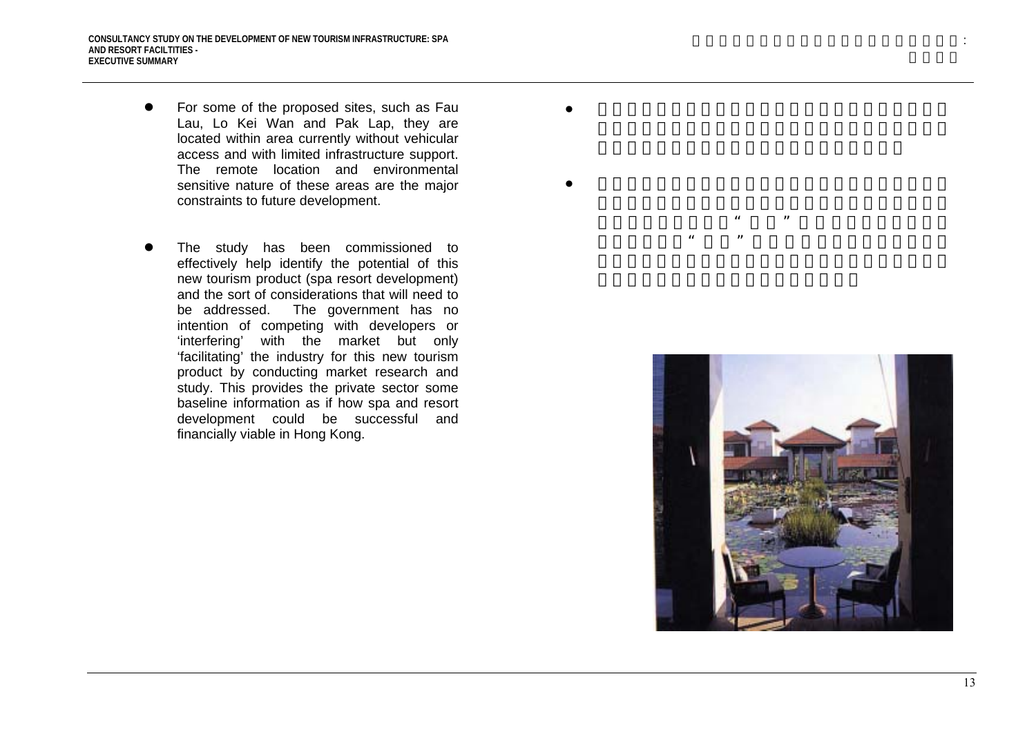- For some of the proposed sites, such as Fau Lau, Lo Kei Wan and Pak Lap, they are located within area currently without vehicular access and with limited infrastructure support. The remote location and environmental sensitive nature of these areas are the major constraints to future development.

- The study has been commissioned to effectively help identify the potential of this new tourism product (spa resort development) and the sort of considerations that will need to be addressed. The government has no intention of competing with developers or 'interfering' with the market but only 'facilitating' the industry for this new tourism product by conducting market research and study. This provides the private sector some baseline information as if how spa and resort development could be successful and financially viable in Hong Kong.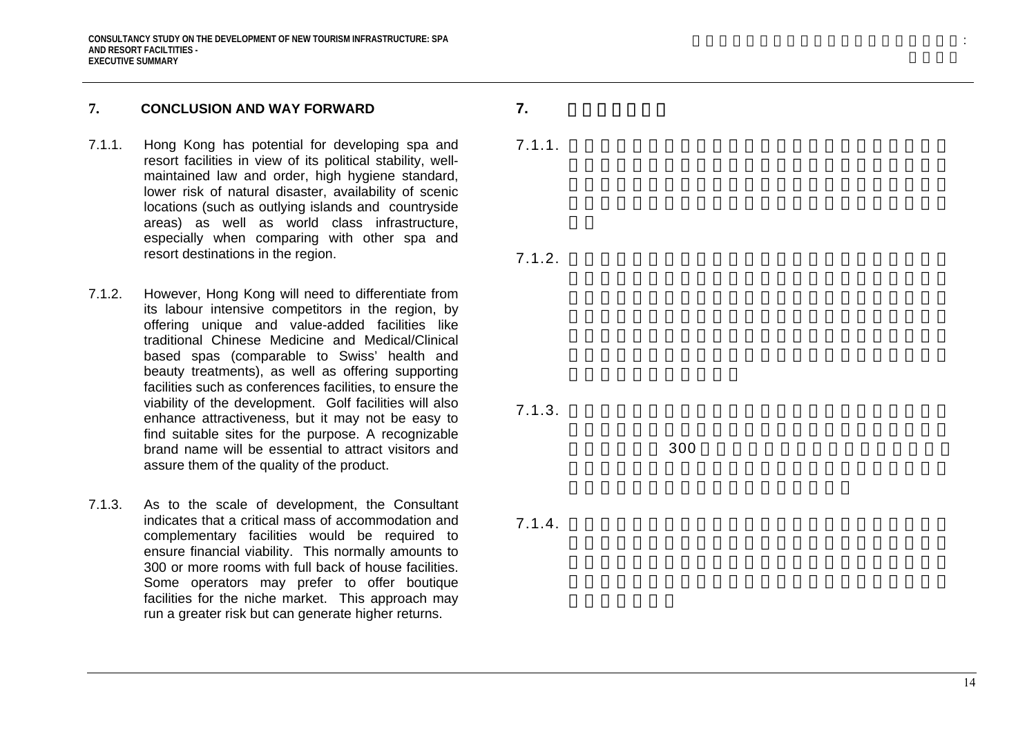## 7. CONCLUSION AND WAY FORWARD

7.1.1. Hong Kong has potential for developing spa and resort facilities in view of its political stability, well-maintained law and order, high hygiene standard, lower risk of natural disaster, availability of scenic locations (such as outlying islands and countryside areas) as well as world class infrastructure, especially when comparing with other spa and resort destinations in the region.

7.1.2. However, Hong Kong will need to differentiate from its labour intensive competitors in the region, by offering unique and value-added facilities like traditional Chinese Medicine and Medical/Clinical based spas (comparable to Swiss' health and beauty treatments), as well as offering supporting facilities such as conferences facilities, to ensure the viability of the development. Golf facilities will also enhance attractiveness, but it may not be easy to find suitable sites for the purpose. A recognizable brand name will be essential to attract visitors and assure them of the quality of the product.

7.1.3. As to the scale of development, the Consultant indicates that a critical mass of accommodation and complementary facilities would be required to ensure financial viability. This normally amounts to 300 or more rooms with full back of house facilities. Some operators may prefer to offer boutique facilities for the niche market. This approach may run a greater risk but can generate higher returns.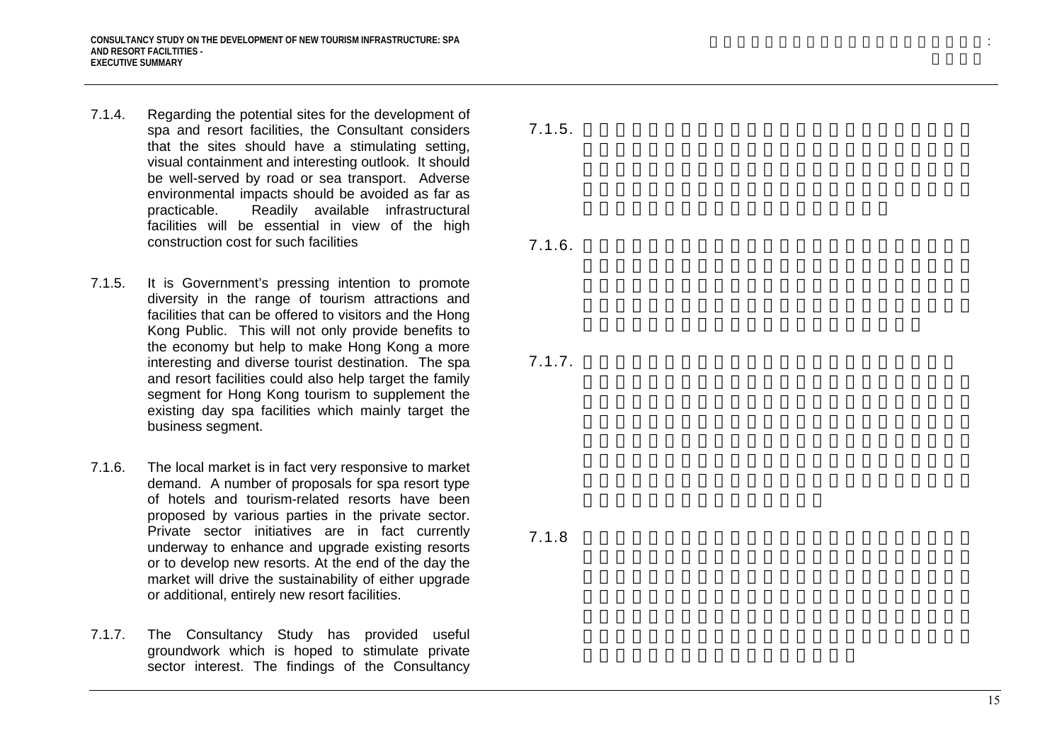7.1.4. Regarding the potential sites for the development of spa and resort facilities, the Consultant considers that the sites should have a stimulating setting, visual containment and interesting outlook. It should be well-served by road or sea transport. Adverse environmental impacts should be avoided as far as practicable. Readily available infrastructural facilities will be essential in view of the high construction cost for such facilities

7.1.5. It is Government's pressing intention to promote diversity in the range of tourism attractions and facilities that can be offered to visitors and the Hong Kong Public. This will not only provide benefits to the economy but help to make Hong Kong a more interesting and diverse tourist destination. The spa and resort facilities could also help target the family segment for Hong Kong tourism to supplement the existing day spa facilities which mainly target the business segment.

7.1.6. The local market is in fact very responsive to market demand. A number of proposals for spa resort type of hotels and tourism-related resorts have been proposed by various parties in the private sector. Private sector initiatives are in fact currently underway to enhance and upgrade existing resorts or to develop new resorts. At the end of the day the market will drive the sustainability of either upgrade or additional, entirely new resort facilities.

7.1.7. The Consultancy Study has provided useful groundwork which is hoped to stimulate private sector interest. The findings of the Consultancy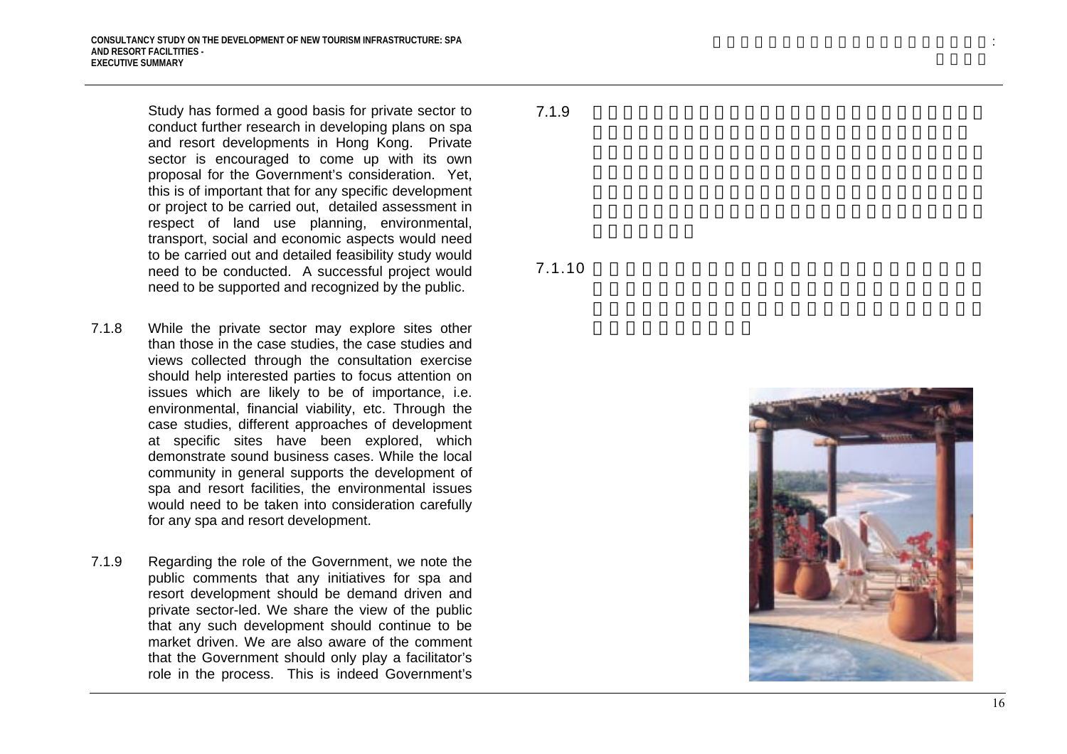Study has formed a good basis for private sector to conduct further research in developing plans on spa and resort developments in Hong Kong. Private sector is encouraged to come up with its own proposal for the Government's consideration. Yet, this is of important that for any specific development or project to be carried out, detailed assessment in respect of land use planning, environmental, transport, social and economic aspects would need to be carried out and detailed feasibility study would need to be conducted. A successful project would need to be supported and recognized by the public.

7.1.8 While the private sector may explore sites other than those in the case studies, the case studies and views collected through the consultation exercise should help interested parties to focus attention on issues which are likely to be of importance, i.e. environmental, financial viability, etc. Through the case studies, different approaches of development at specific sites have been explored, which demonstrate sound business cases. While the local community in general supports the development of spa and resort facilities, the environmental issues would need to be taken into consideration carefully for any spa and resort development.

7.1.9 Regarding the role of the Government, we note the public comments that any initiatives for spa and resort development should be demand driven and private sector-led. We share the view of the public that any such development should continue to be market driven. We are also aware of the comment that the Government should only play a facilitator's role in the process. This is indeed Government's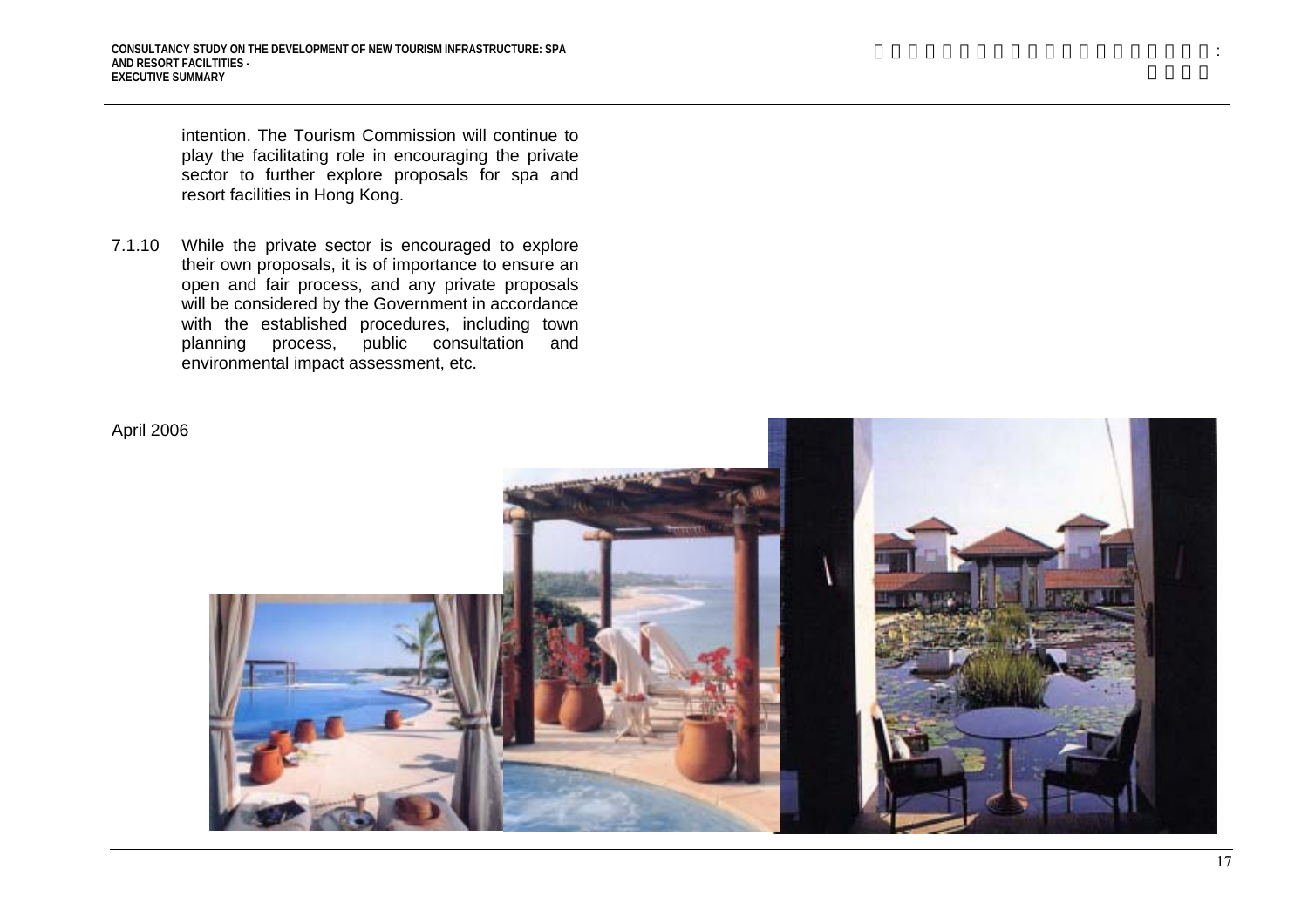intention. The Tourism Commission will continue to play the facilitating role in encouraging the private sector to further explore proposals for spa and resort facilities in Hong Kong.

7.1.10 While the private sector is encouraged to explore their own proposals, it is of importance to ensure an open and fair process, and any private proposals will be considered by the Government in accordance with the established procedures, including town planning process, public consultation and environmental impact assessment, etc.

April 2006